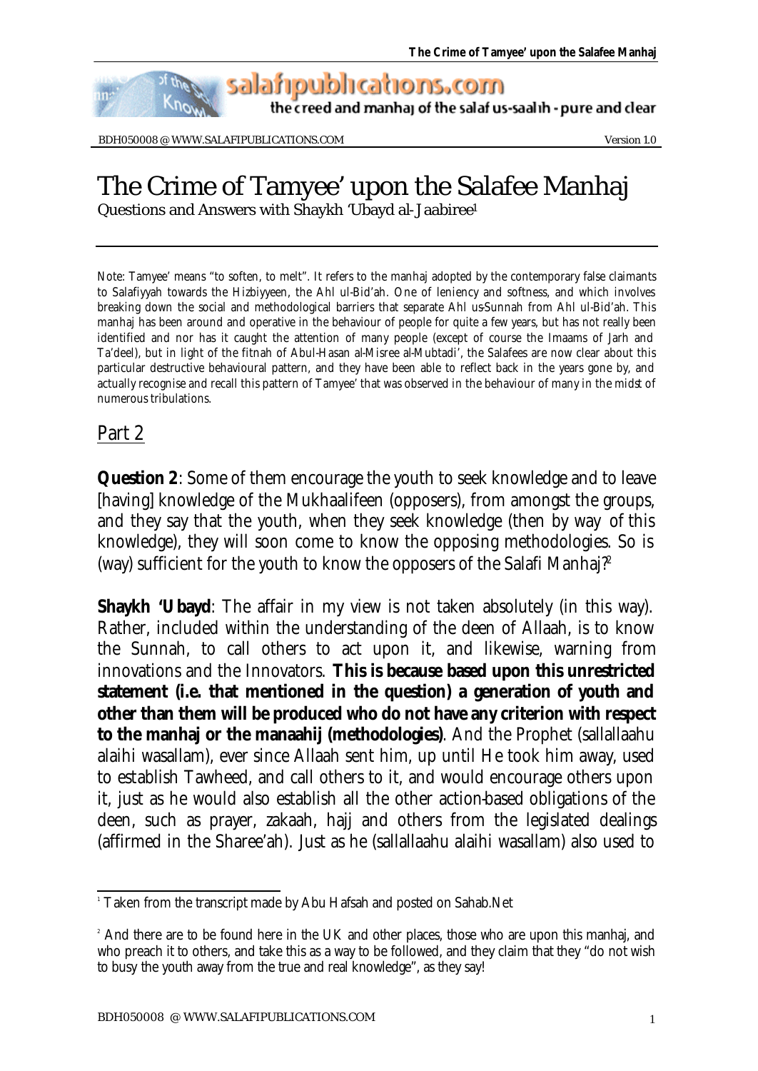salafipublications.com
the creed and manhaj of the salaf us-saalih - pure and clear

BDH050008 @ WWW.SALAFIPUBLICATIONS.COM Version 1.0

# The Crime of Tamyee' upon the Salafee Manhaj

Questions and Answers with Shaykh 'Ubayd al-Jaabiree[1]

Note: Tamyee' means "to soften, to melt". It refers to the manhaj adopted by the contemporary false claimants to Salafiyyah towards the Hizbiyyeen, the Ahl ul-Bid'ah. One of leniency and softness, and which involves breaking down the social and methodological barriers that separate Ahl us-Sunnah from Ahl ul-Bid'ah. This manhaj has been around and operative in the behaviour of people for quite a few years, but has not really been identified and nor has it caught the attention of many people (except of course the Imaams of Jarh and Ta'deel), but in light of the fitnah of Abul-Hasan al-Misree al-Mubtadi', the Salafees are now clear about this particular destructive behavioural pattern, and they have been able to reflect back in the years gone by, and actually recognise and recall this pattern of Tamyee' that was observed in the behaviour of many in the midst of numerous tribulations.

## Part 2

**Question 2**: Some of them encourage the youth to seek knowledge and to leave [having] knowledge of the Mukhaalifeen (opposers), from amongst the groups, and they say that the youth, when they seek knowledge (then by way of this knowledge), they will soon come to know the opposing methodologies. So is (way) sufficient for the youth to know the opposers of the Salafi Manhaj?[2]

**Shaykh 'Ubayd**: The affair in my view is not taken absolutely (in this way). Rather, included within the understanding of the deen of Allaah, is to know the Sunnah, to call others to act upon it, and likewise, warning from innovations and the Innovators. **This is because based upon this unrestricted statement (i.e. that mentioned in the question) a generation of youth and other than them will be produced who do not have any criterion with respect to the manhaj or the manaahij (methodologies)**. And the Prophet (sallallaahu alaihi wasallam), ever since Allaah sent him, up until He took him away, used to establish Tawheed, and call others to it, and would encourage others upon it, just as he would also establish all the other action-based obligations of the deen, such as prayer, zakaah, hajj and others from the legislated dealings (affirmed in the Sharee'ah). Just as he (sallallaahu alaihi wasallam) also used to

---

[1] Taken from the transcript made by Abu Hafsah and posted on Sahab.Net

[2] And there are to be found here in the UK and other places, those who are upon this manhaj, and who preach it to others, and take this as a way to be followed, and they claim that they "do not wish to busy the youth away from the true and real knowledge", as they say!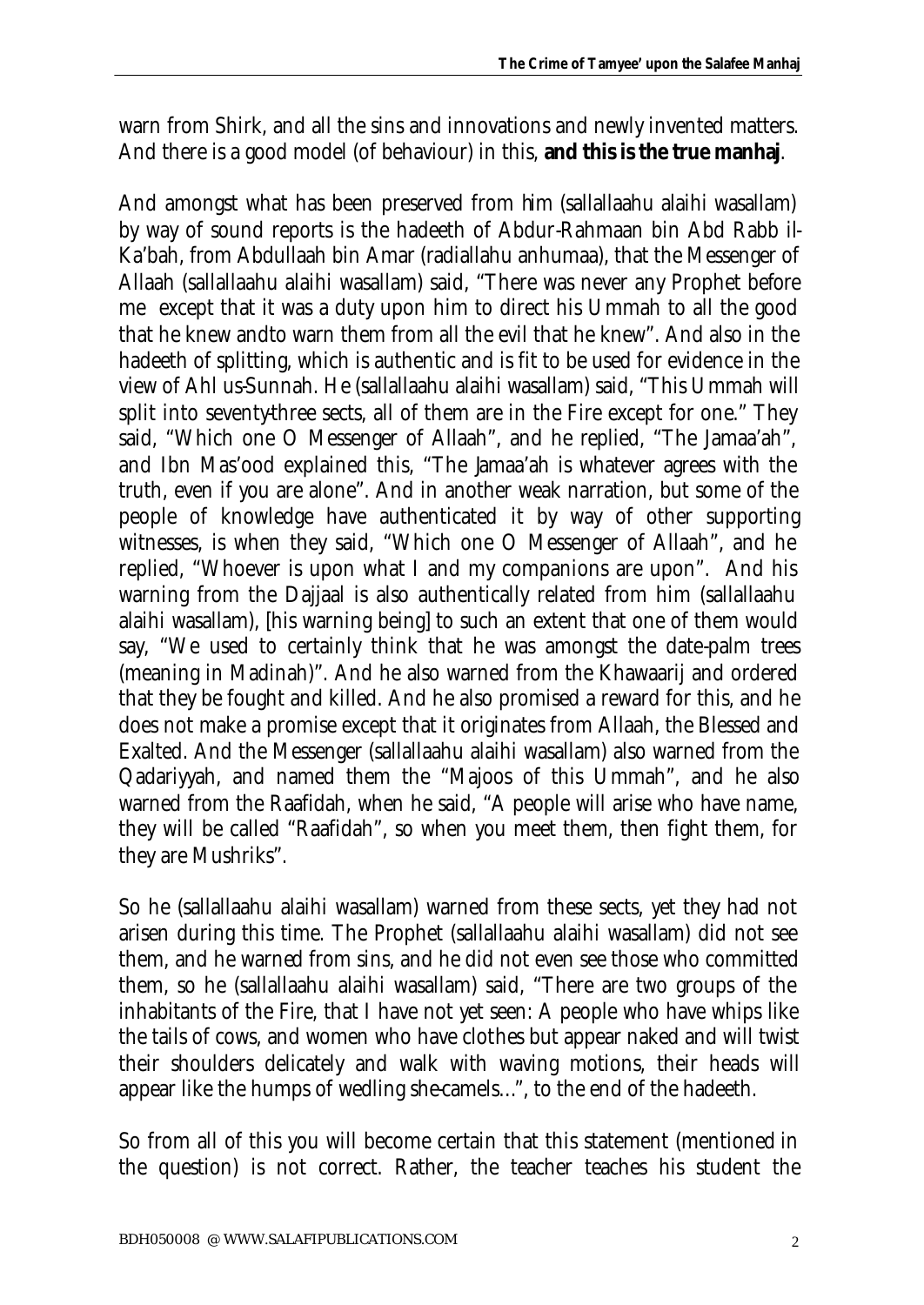warn from Shirk, and all the sins and innovations and newly invented matters. And there is a good model (of behaviour) in this, **and this is the true manhaj**.

And amongst what has been preserved from him (sallallaahu alaihi wasallam) by way of sound reports is the hadeeth of Abdur-Rahmaan bin Abd Rabb il-Ka'bah, from Abdullaah bin Amar (radiallahu anhumaa), that the Messenger of Allaah (sallallaahu alaihi wasallam) said, "There was never any Prophet before me except that it was a duty upon him to direct his Ummah to all the good that he knew andto warn them from all the evil that he knew". And also in the hadeeth of splitting, which is authentic and is fit to be used for evidence in the view of Ahl us-Sunnah. He (sallallaahu alaihi wasallam) said, "This Ummah will split into seventy-three sects, all of them are in the Fire except for one." They said, "Which one O Messenger of Allaah", and he replied, "The Jamaa'ah", and Ibn Mas'ood explained this, "The Jamaa'ah is whatever agrees with the truth, even if you are alone". And in another weak narration, but some of the people of knowledge have authenticated it by way of other supporting witnesses, is when they said, "Which one O Messenger of Allaah", and he replied, "Whoever is upon what I and my companions are upon". And his warning from the Dajjaal is also authentically related from him (sallallaahu alaihi wasallam), [his warning being] to such an extent that one of them would say, "We used to certainly think that he was amongst the date-palm trees (meaning in Madinah)". And he also warned from the Khawaarij and ordered that they be fought and killed. And he also promised a reward for this, and he does not make a promise except that it originates from Allaah, the Blessed and Exalted. And the Messenger (sallallaahu alaihi wasallam) also warned from the Qadariyyah, and named them the "Majoos of this Ummah", and he also warned from the Raafidah, when he said, "A people will arise who have name, they will be called "Raafidah", so when you meet them, then fight them, for they are Mushriks".

So he (sallallaahu alaihi wasallam) warned from these sects, yet they had not arisen during this time. The Prophet (sallallaahu alaihi wasallam) did not see them, and he warned from sins, and he did not even see those who committed them, so he (sallallaahu alaihi wasallam) said, "There are two groups of the inhabitants of the Fire, that I have not yet seen: A people who have whips like the tails of cows, and women who have clothes but appear naked and will twist their shoulders delicately and walk with waving motions, their heads will appear like the humps of wedling she-camels…", to the end of the hadeeth.

So from all of this you will become certain that this statement (mentioned in the question) is not correct. Rather, the teacher teaches his student the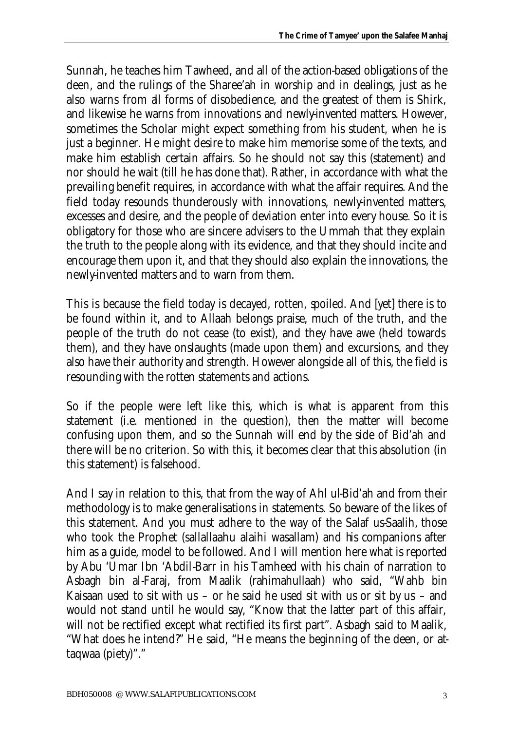Sunnah, he teaches him Tawheed, and all of the action-based obligations of the deen, and the rulings of the Sharee'ah in worship and in dealings, just as he also warns from all forms of disobedience, and the greatest of them is Shirk, and likewise he warns from innovations and newly-invented matters. However, sometimes the Scholar might expect something from his student, when he is just a beginner. He might desire to make him memorise some of the texts, and make him establish certain affairs. So he should not say this (statement) and nor should he wait (till he has done that). Rather, in accordance with what the prevailing benefit requires, in accordance with what the affair requires. And the field today resounds thunderously with innovations, newly-invented matters, excesses and desire, and the people of deviation enter into every house. So it is obligatory for those who are sincere advisers to the Ummah that they explain the truth to the people along with its evidence, and that they should incite and encourage them upon it, and that they should also explain the innovations, the newly-invented matters and to warn from them.

This is because the field today is decayed, rotten, spoiled. And [yet] there is to be found within it, and to Allaah belongs praise, much of the truth, and the people of the truth do not cease (to exist), and they have awe (held towards them), and they have onslaughts (made upon them) and excursions, and they also have their authority and strength. However alongside all of this, the field is resounding with the rotten statements and actions.

So if the people were left like this, which is what is apparent from this statement (i.e. mentioned in the question), then the matter will become confusing upon them, and so the Sunnah will end by the side of Bid'ah and there will be no criterion. So with this, it becomes clear that this absolution (in this statement) is falsehood.

And I say in relation to this, that from the way of Ahl ul-Bid'ah and from their methodology is to make generalisations in statements. So beware of the likes of this statement. And you must adhere to the way of the Salaf us-Saalih, those who took the Prophet (sallallaahu alaihi wasallam) and his companions after him as a guide, model to be followed. And I will mention here what is reported by Abu 'Umar Ibn 'Abdil-Barr in his Tamheed with his chain of narration to Asbagh bin al-Faraj, from Maalik (rahimahullaah) who said, "Wahb bin Kaisaan used to sit with us – or he said he used sit with us or sit by us – and would not stand until he would say, "Know that the latter part of this affair, will not be rectified except what rectified its first part". Asbagh said to Maalik, "What does he intend?" He said, "He means the beginning of the deen, or at-taqwaa (piety)"."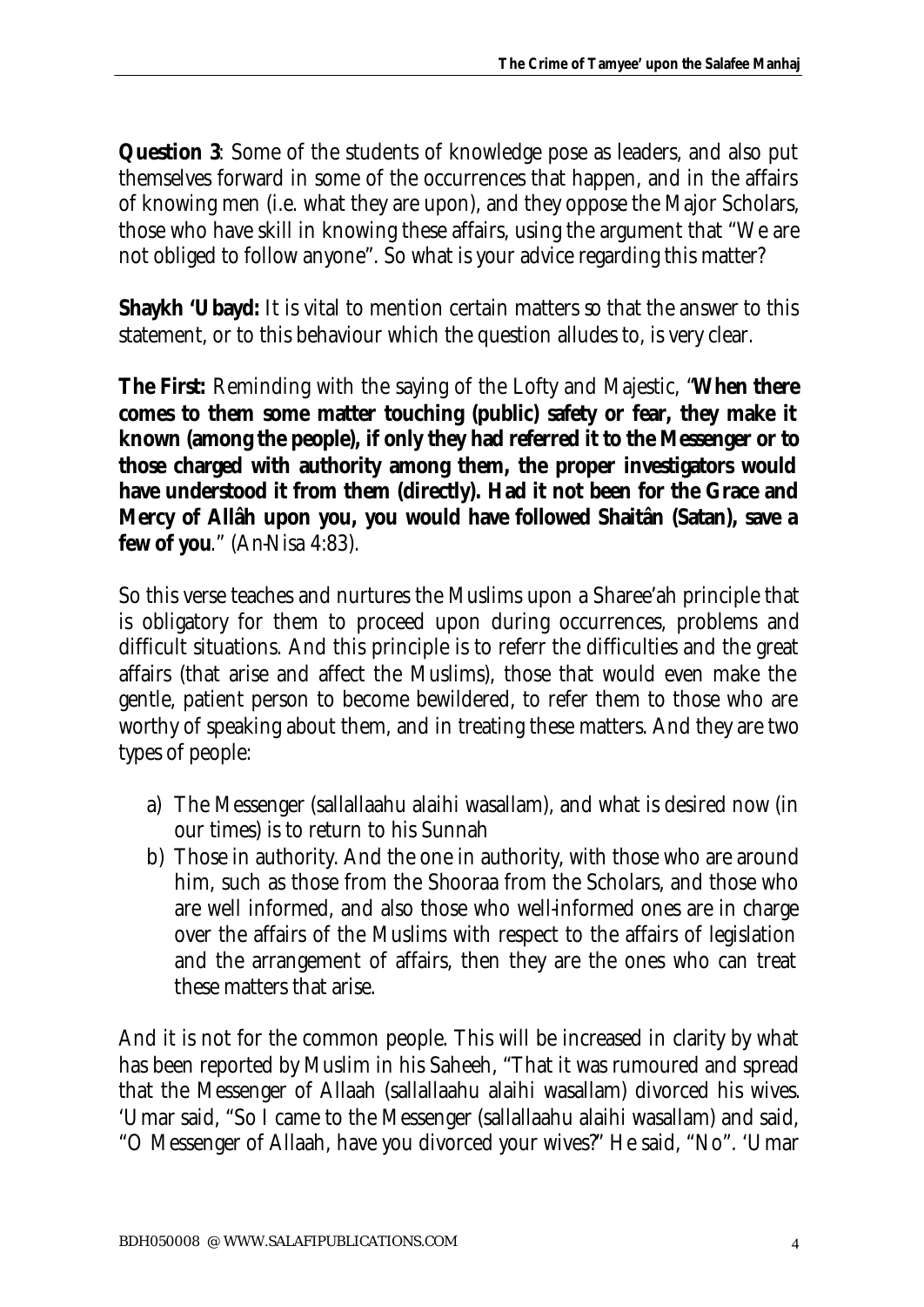**Question 3**: Some of the students of knowledge pose as leaders, and also put themselves forward in some of the occurrences that happen, and in the affairs of knowing men (i.e. what they are upon), and they oppose the Major Scholars, those who have skill in knowing these affairs, using the argument that "We are not obliged to follow anyone". So what is your advice regarding this matter?

**Shaykh 'Ubayd:** It is vital to mention certain matters so that the answer to this statement, or to this behaviour which the question alludes to, is very clear.

**The First:** Reminding with the saying of the Lofty and Majestic, "**When there comes to them some matter touching (public) safety or fear, they make it known (among the people), if only they had referred it to the Messenger or to those charged with authority among them, the proper investigators would have understood it from them (directly). Had it not been for the Grace and Mercy of Allâh upon you, you would have followed Shaitân (Satan), save a few of you**." (An-Nisa 4:83).

So this verse teaches and nurtures the Muslims upon a Sharee'ah principle that is obligatory for them to proceed upon during occurrences, problems and difficult situations. And this principle is to referr the difficulties and the great affairs (that arise and affect the Muslims), those that would even make the gentle, patient person to become bewildered, to refer them to those who are worthy of speaking about them, and in treating these matters. And they are two types of people:

a) The Messenger (sallallaahu alaihi wasallam), and what is desired now (in our times) is to return to his Sunnah
b) Those in authority. And the one in authority, with those who are around him, such as those from the Shooraa from the Scholars, and those who are well informed, and also those who well-informed ones are in charge over the affairs of the Muslims with respect to the affairs of legislation and the arrangement of affairs, then they are the ones who can treat these matters that arise.

And it is not for the common people. This will be increased in clarity by what has been reported by Muslim in his Saheeh, "That it was rumoured and spread that the Messenger of Allaah (sallallaahu alaihi wasallam) divorced his wives. 'Umar said, "So I came to the Messenger (sallallaahu alaihi wasallam) and said, "O Messenger of Allaah, have you divorced your wives?" He said, "No". 'Umar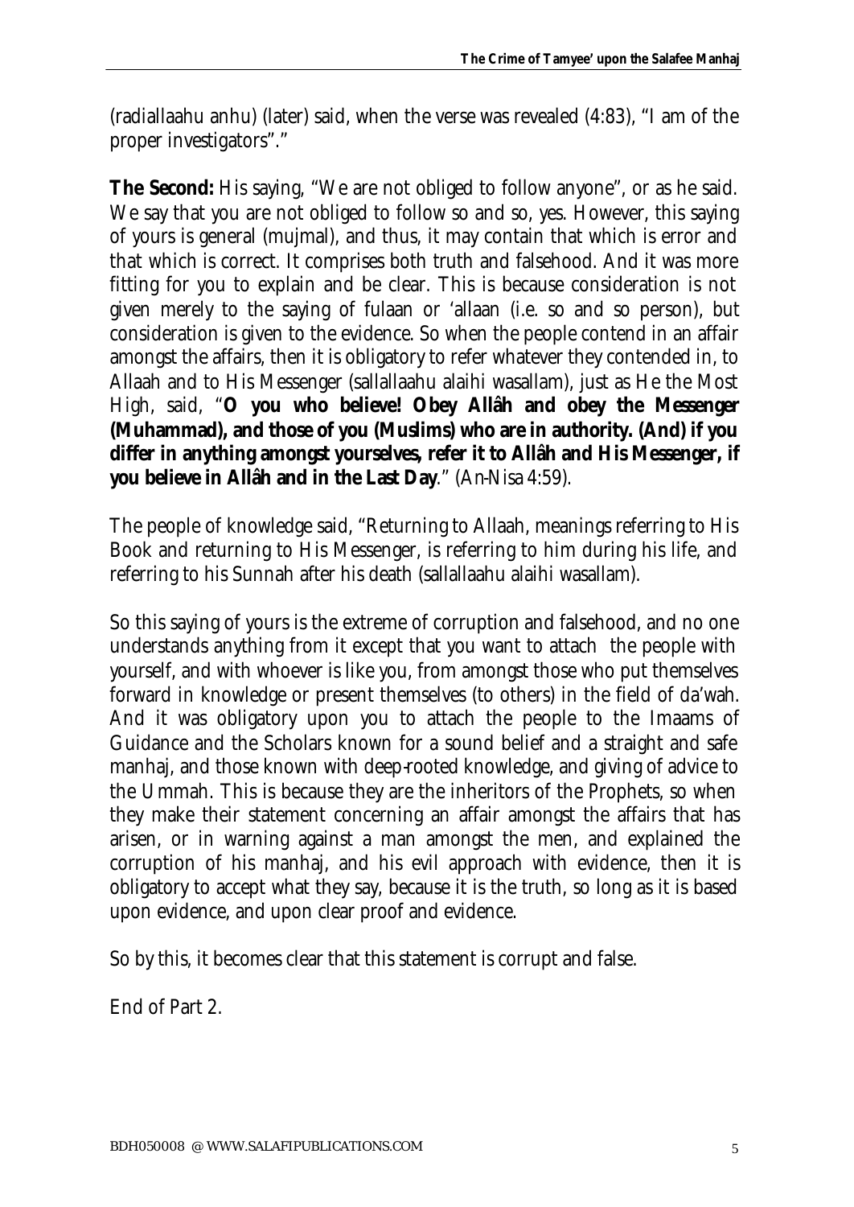(radiallaahu anhu) (later) said, when the verse was revealed (4:83), "I am of the proper investigators"."

**The Second:** His saying, "We are not obliged to follow anyone", or as he said. We say that you are not obliged to follow so and so, yes. However, this saying of yours is general (mujmal), and thus, it may contain that which is error and that which is correct. It comprises both truth and falsehood. And it was more fitting for you to explain and be clear. This is because consideration is not given merely to the saying of fulaan or 'allaan (i.e. so and so person), but consideration is given to the evidence. So when the people contend in an affair amongst the affairs, then it is obligatory to refer whatever they contended in, to Allaah and to His Messenger (sallallaahu alaihi wasallam), just as He the Most High, said, "**O you who believe! Obey Allâh and obey the Messenger (Muhammad), and those of you (Muslims) who are in authority. (And) if you differ in anything amongst yourselves, refer it to Allâh and His Messenger, if you believe in Allâh and in the Last Day**." (An-Nisa 4:59).

The people of knowledge said, "Returning to Allaah, meanings referring to His Book and returning to His Messenger, is referring to him during his life, and referring to his Sunnah after his death (sallallaahu alaihi wasallam).

So this saying of yours is the extreme of corruption and falsehood, and no one understands anything from it except that you want to attach the people with yourself, and with whoever is like you, from amongst those who put themselves forward in knowledge or present themselves (to others) in the field of da'wah. And it was obligatory upon you to attach the people to the Imaams of Guidance and the Scholars known for a sound belief and a straight and safe manhaj, and those known with deep-rooted knowledge, and giving of advice to the Ummah. This is because they are the inheritors of the Prophets, so when they make their statement concerning an affair amongst the affairs that has arisen, or in warning against a man amongst the men, and explained the corruption of his manhaj, and his evil approach with evidence, then it is obligatory to accept what they say, because it is the truth, so long as it is based upon evidence, and upon clear proof and evidence.

So by this, it becomes clear that this statement is corrupt and false.

End of Part 2.